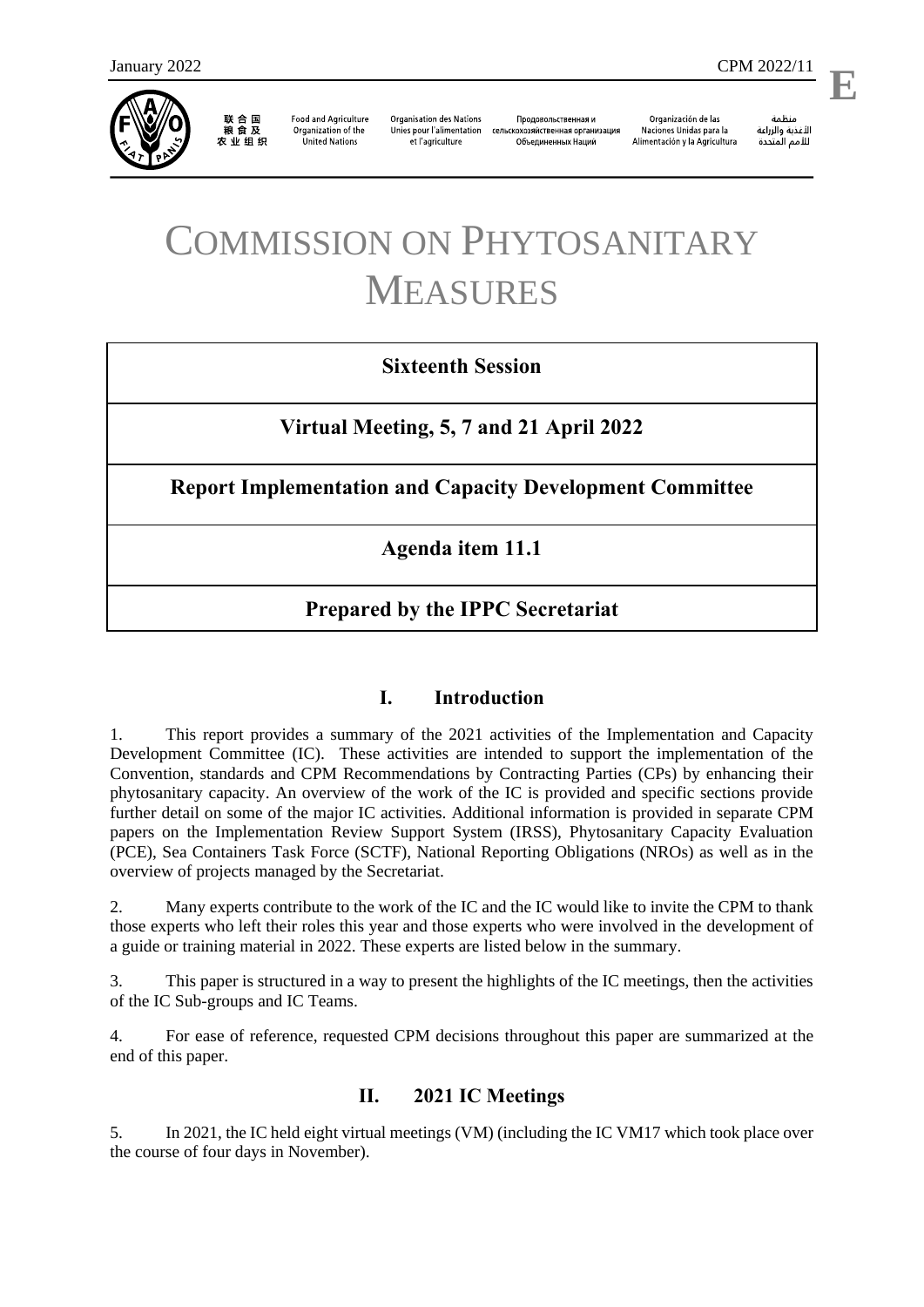January 2022 CPM 2022/11

**E**

联合国粮食及农业组织 | Food and Agriculture Organization of the United Nations | Organisation des Nations Unies pour l'alimentation et l'agriculture | Продовольственная и сельскохозяйственная организация Объединенных Наций | Organización de las Naciones Unidas para la Alimentación y la Agricultura | منظمة الأغذية والزراعة للأمم المتحدة

# COMMISSION ON PHYTOSANITARY MEASURES

| **Sixteenth Session** |
|---|
| **Virtual Meeting, 5, 7 and 21 April 2022** |
| **Report Implementation and Capacity Development Committee** |
| **Agenda item 11.1** |
| **Prepared by the IPPC Secretariat** |

## I. Introduction

1. This report provides a summary of the 2021 activities of the Implementation and Capacity Development Committee (IC). These activities are intended to support the implementation of the Convention, standards and CPM Recommendations by Contracting Parties (CPs) by enhancing their phytosanitary capacity. An overview of the work of the IC is provided and specific sections provide further detail on some of the major IC activities. Additional information is provided in separate CPM papers on the Implementation Review Support System (IRSS), Phytosanitary Capacity Evaluation (PCE), Sea Containers Task Force (SCTF), National Reporting Obligations (NROs) as well as in the overview of projects managed by the Secretariat.

2. Many experts contribute to the work of the IC and the IC would like to invite the CPM to thank those experts who left their roles this year and those experts who were involved in the development of a guide or training material in 2022. These experts are listed below in the summary.

3. This paper is structured in a way to present the highlights of the IC meetings, then the activities of the IC Sub-groups and IC Teams.

4. For ease of reference, requested CPM decisions throughout this paper are summarized at the end of this paper.

## II. 2021 IC Meetings

5. In 2021, the IC held eight virtual meetings (VM) (including the IC VM17 which took place over the course of four days in November).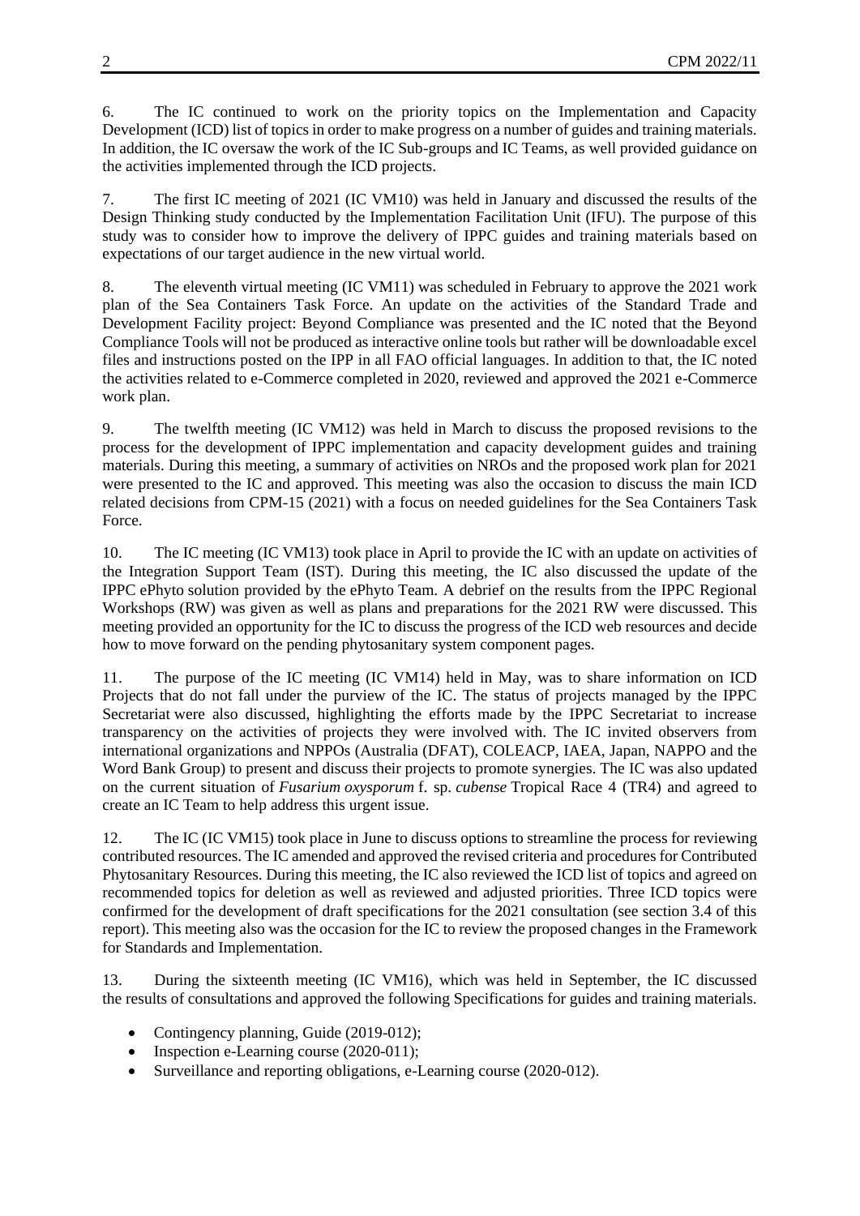6. The IC continued to work on the priority topics on the Implementation and Capacity Development (ICD) list of topics in order to make progress on a number of guides and training materials. In addition, the IC oversaw the work of the IC Sub-groups and IC Teams, as well provided guidance on the activities implemented through the ICD projects.

7. The first IC meeting of 2021 (IC VM10) was held in January and discussed the results of the Design Thinking study conducted by the Implementation Facilitation Unit (IFU). The purpose of this study was to consider how to improve the delivery of IPPC guides and training materials based on expectations of our target audience in the new virtual world.

8. The eleventh virtual meeting (IC VM11) was scheduled in February to approve the 2021 work plan of the Sea Containers Task Force. An update on the activities of the Standard Trade and Development Facility project: Beyond Compliance was presented and the IC noted that the Beyond Compliance Tools will not be produced as interactive online tools but rather will be downloadable excel files and instructions posted on the IPP in all FAO official languages. In addition to that, the IC noted the activities related to e-Commerce completed in 2020, reviewed and approved the 2021 e-Commerce work plan.

9. The twelfth meeting (IC VM12) was held in March to discuss the proposed revisions to the process for the development of IPPC implementation and capacity development guides and training materials. During this meeting, a summary of activities on NROs and the proposed work plan for 2021 were presented to the IC and approved. This meeting was also the occasion to discuss the main ICD related decisions from CPM-15 (2021) with a focus on needed guidelines for the Sea Containers Task Force.

10. The IC meeting (IC VM13) took place in April to provide the IC with an update on activities of the Integration Support Team (IST). During this meeting, the IC also discussed the update of the IPPC ePhyto solution provided by the ePhyto Team. A debrief on the results from the IPPC Regional Workshops (RW) was given as well as plans and preparations for the 2021 RW were discussed. This meeting provided an opportunity for the IC to discuss the progress of the ICD web resources and decide how to move forward on the pending phytosanitary system component pages.

11. The purpose of the IC meeting (IC VM14) held in May, was to share information on ICD Projects that do not fall under the purview of the IC. The status of projects managed by the IPPC Secretariat were also discussed, highlighting the efforts made by the IPPC Secretariat to increase transparency on the activities of projects they were involved with. The IC invited observers from international organizations and NPPOs (Australia (DFAT), COLEACP, IAEA, Japan, NAPPO and the Word Bank Group) to present and discuss their projects to promote synergies. The IC was also updated on the current situation of *Fusarium oxysporum* f. sp. *cubense* Tropical Race 4 (TR4) and agreed to create an IC Team to help address this urgent issue.

12. The IC (IC VM15) took place in June to discuss options to streamline the process for reviewing contributed resources. The IC amended and approved the revised criteria and procedures for Contributed Phytosanitary Resources. During this meeting, the IC also reviewed the ICD list of topics and agreed on recommended topics for deletion as well as reviewed and adjusted priorities. Three ICD topics were confirmed for the development of draft specifications for the 2021 consultation (see section 3.4 of this report). This meeting also was the occasion for the IC to review the proposed changes in the Framework for Standards and Implementation.

13. During the sixteenth meeting (IC VM16), which was held in September, the IC discussed the results of consultations and approved the following Specifications for guides and training materials.

- Contingency planning, Guide (2019-012);
- Inspection e-Learning course (2020-011);
- Surveillance and reporting obligations, e-Learning course (2020-012).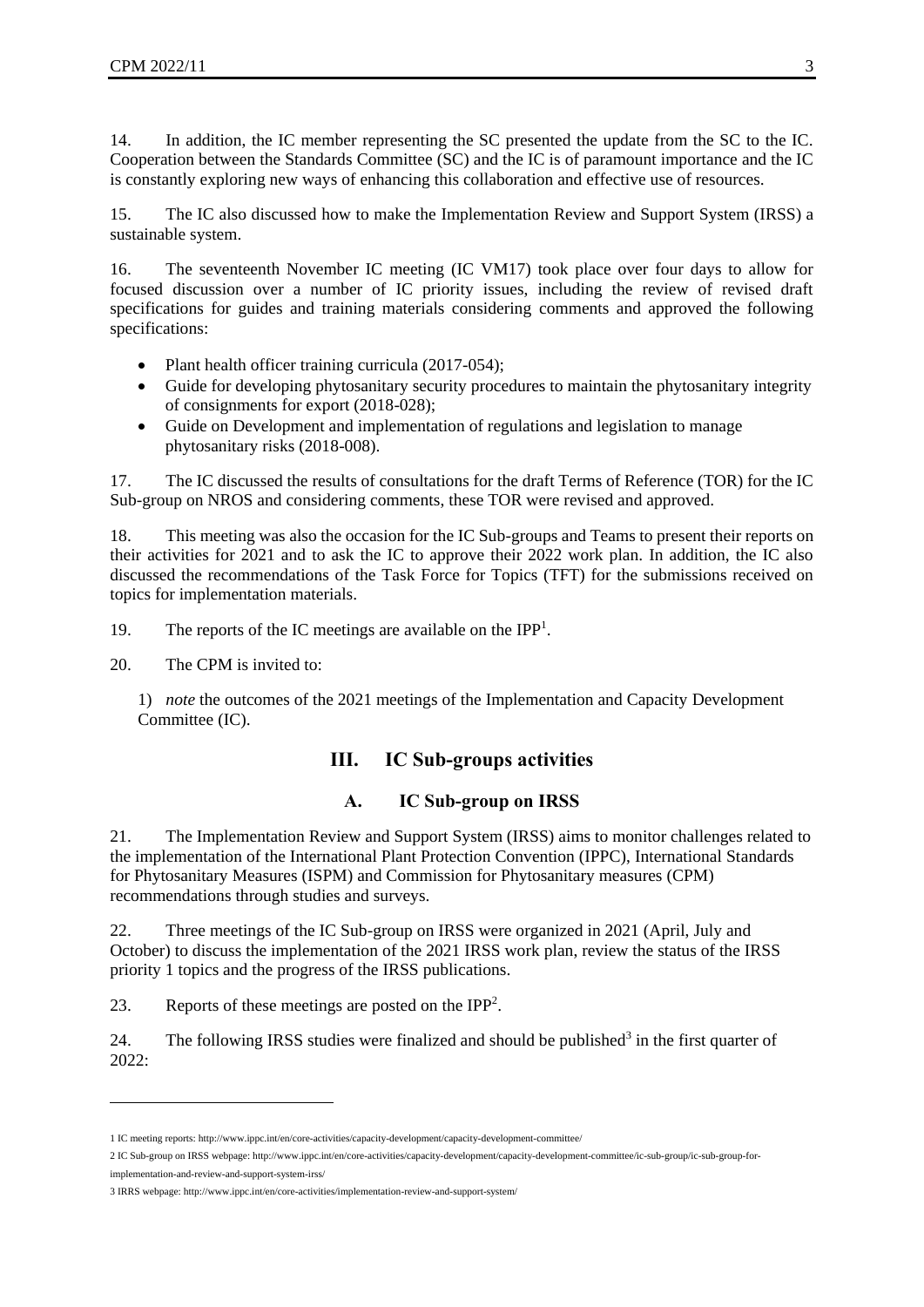14. In addition, the IC member representing the SC presented the update from the SC to the IC. Cooperation between the Standards Committee (SC) and the IC is of paramount importance and the IC is constantly exploring new ways of enhancing this collaboration and effective use of resources.

15. The IC also discussed how to make the Implementation Review and Support System (IRSS) a sustainable system.

16. The seventeenth November IC meeting (IC VM17) took place over four days to allow for focused discussion over a number of IC priority issues, including the review of revised draft specifications for guides and training materials considering comments and approved the following specifications:

- Plant health officer training curricula (2017-054);
- Guide for developing phytosanitary security procedures to maintain the phytosanitary integrity of consignments for export (2018-028);
- Guide on Development and implementation of regulations and legislation to manage phytosanitary risks (2018-008).

17. The IC discussed the results of consultations for the draft Terms of Reference (TOR) for the IC Sub-group on NROS and considering comments, these TOR were revised and approved.

18. This meeting was also the occasion for the IC Sub-groups and Teams to present their reports on their activities for 2021 and to ask the IC to approve their 2022 work plan. In addition, the IC also discussed the recommendations of the Task Force for Topics (TFT) for the submissions received on topics for implementation materials.

19. The reports of the IC meetings are available on the IPP[1].

20. The CPM is invited to:

1) *note* the outcomes of the 2021 meetings of the Implementation and Capacity Development Committee (IC).

## III. IC Sub-groups activities

### A. IC Sub-group on IRSS

21. The Implementation Review and Support System (IRSS) aims to monitor challenges related to the implementation of the International Plant Protection Convention (IPPC), International Standards for Phytosanitary Measures (ISPM) and Commission for Phytosanitary measures (CPM) recommendations through studies and surveys.

22. Three meetings of the IC Sub-group on IRSS were organized in 2021 (April, July and October) to discuss the implementation of the 2021 IRSS work plan, review the status of the IRSS priority 1 topics and the progress of the IRSS publications.

23. Reports of these meetings are posted on the IPP[2].

24. The following IRSS studies were finalized and should be published[3] in the first quarter of 2022:

---

1 IC meeting reports: http://www.ippc.int/en/core-activities/capacity-development/capacity-development-committee/

2 IC Sub-group on IRSS webpage: http://www.ippc.int/en/core-activities/capacity-development/capacity-development-committee/ic-sub-group/ic-sub-group-for-implementation-and-review-and-support-system-irss/

3 IRRS webpage: http://www.ippc.int/en/core-activities/implementation-review-and-support-system/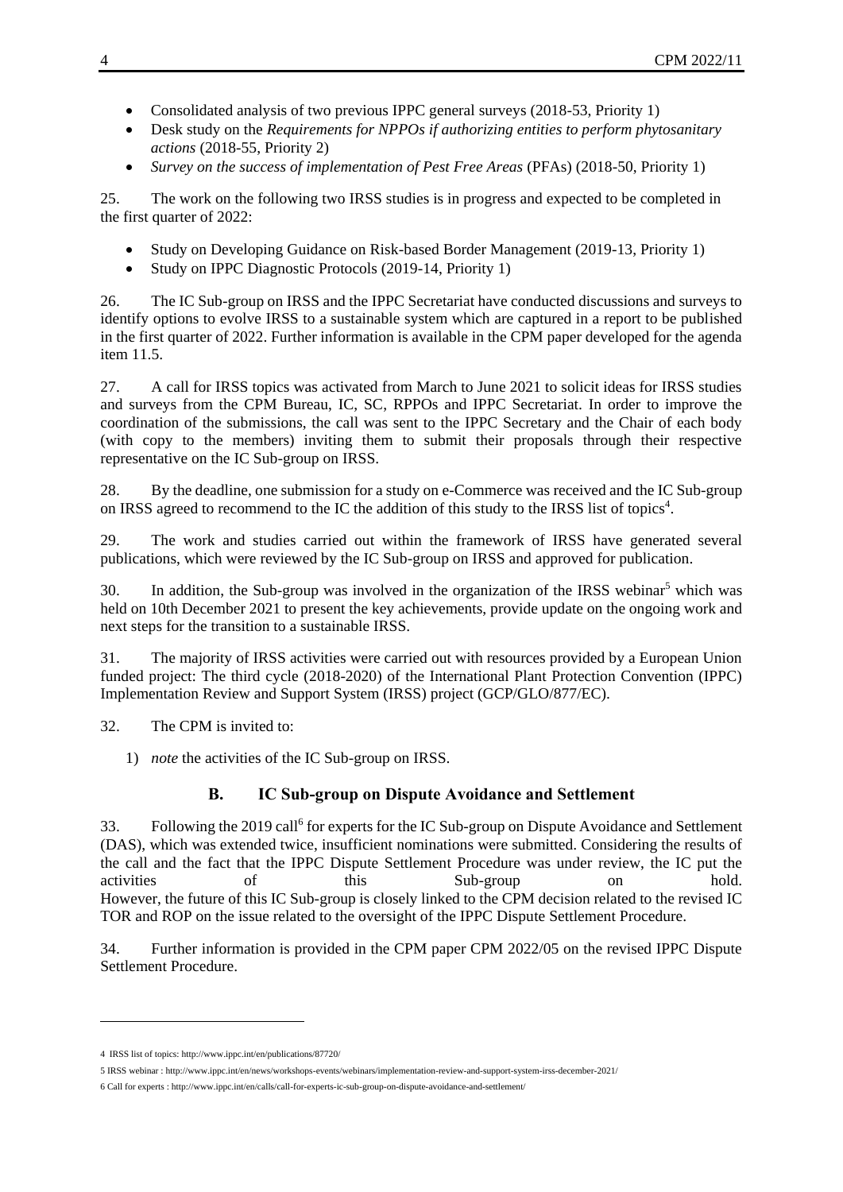- Consolidated analysis of two previous IPPC general surveys (2018-53, Priority 1)
- Desk study on the *Requirements for NPPOs if authorizing entities to perform phytosanitary actions* (2018-55, Priority 2)
- *Survey on the success of implementation of Pest Free Areas* (PFAs) (2018-50, Priority 1)

25. The work on the following two IRSS studies is in progress and expected to be completed in the first quarter of 2022:

- Study on Developing Guidance on Risk-based Border Management (2019-13, Priority 1)
- Study on IPPC Diagnostic Protocols (2019-14, Priority 1)

26. The IC Sub-group on IRSS and the IPPC Secretariat have conducted discussions and surveys to identify options to evolve IRSS to a sustainable system which are captured in a report to be published in the first quarter of 2022. Further information is available in the CPM paper developed for the agenda item 11.5.

27. A call for IRSS topics was activated from March to June 2021 to solicit ideas for IRSS studies and surveys from the CPM Bureau, IC, SC, RPPOs and IPPC Secretariat. In order to improve the coordination of the submissions, the call was sent to the IPPC Secretary and the Chair of each body (with copy to the members) inviting them to submit their proposals through their respective representative on the IC Sub-group on IRSS.

28. By the deadline, one submission for a study on e-Commerce was received and the IC Sub-group on IRSS agreed to recommend to the IC the addition of this study to the IRSS list of topics[4].

29. The work and studies carried out within the framework of IRSS have generated several publications, which were reviewed by the IC Sub-group on IRSS and approved for publication.

30. In addition, the Sub-group was involved in the organization of the IRSS webinar[5] which was held on 10th December 2021 to present the key achievements, provide update on the ongoing work and next steps for the transition to a sustainable IRSS.

31. The majority of IRSS activities were carried out with resources provided by a European Union funded project: The third cycle (2018-2020) of the International Plant Protection Convention (IPPC) Implementation Review and Support System (IRSS) project (GCP/GLO/877/EC).

32. The CPM is invited to:

1) *note* the activities of the IC Sub-group on IRSS.

## B. IC Sub-group on Dispute Avoidance and Settlement

33. Following the 2019 call[6] for experts for the IC Sub-group on Dispute Avoidance and Settlement (DAS), which was extended twice, insufficient nominations were submitted. Considering the results of the call and the fact that the IPPC Dispute Settlement Procedure was under review, the IC put the activities of this Sub-group on hold. However, the future of this IC Sub-group is closely linked to the CPM decision related to the revised IC TOR and ROP on the issue related to the oversight of the IPPC Dispute Settlement Procedure.

34. Further information is provided in the CPM paper CPM 2022/05 on the revised IPPC Dispute Settlement Procedure.

---

4 IRSS list of topics: http://www.ippc.int/en/publications/87720/

5 IRSS webinar : http://www.ippc.int/en/news/workshops-events/webinars/implementation-review-and-support-system-irss-december-2021/

6 Call for experts : http://www.ippc.int/en/calls/call-for-experts-ic-sub-group-on-dispute-avoidance-and-settlement/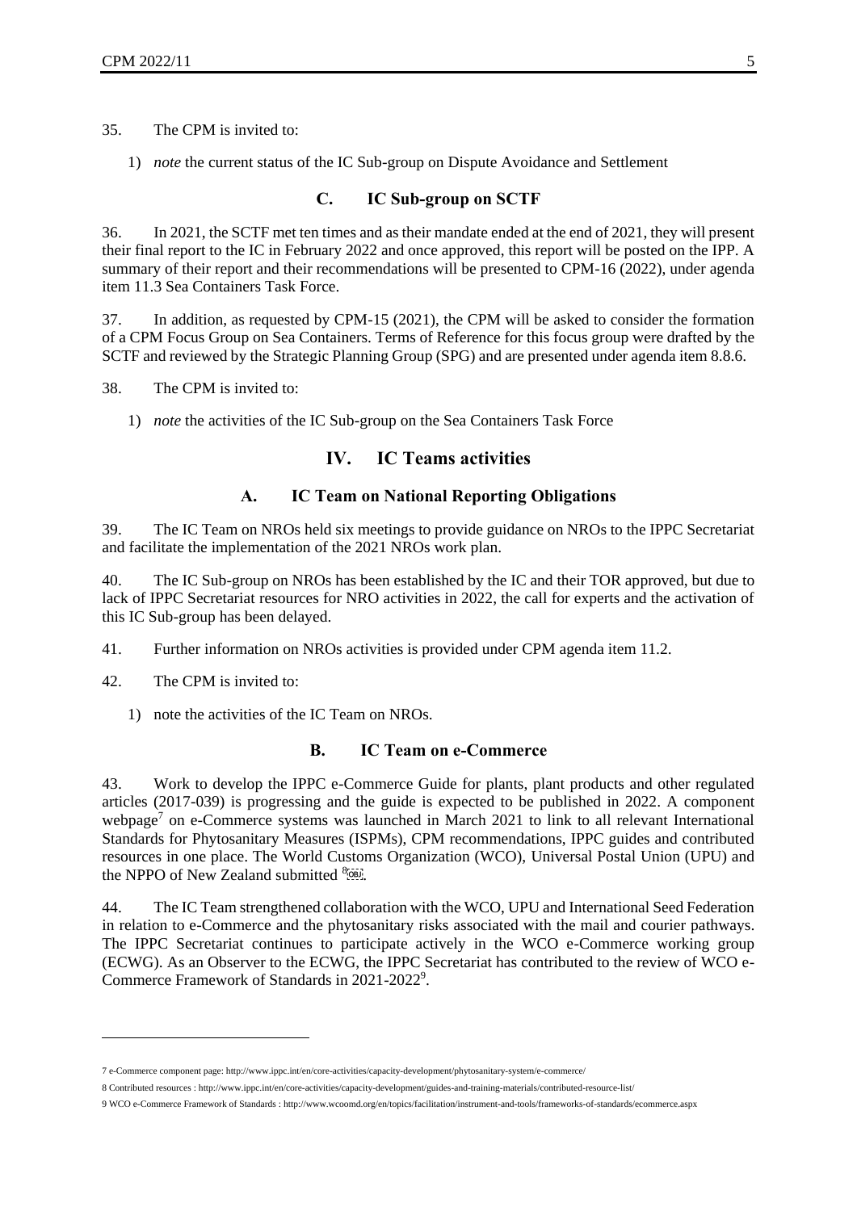35. The CPM is invited to:

1) *note* the current status of the IC Sub-group on Dispute Avoidance and Settlement

### C. IC Sub-group on SCTF

36. In 2021, the SCTF met ten times and as their mandate ended at the end of 2021, they will present their final report to the IC in February 2022 and once approved, this report will be posted on the IPP. A summary of their report and their recommendations will be presented to CPM-16 (2022), under agenda item 11.3 Sea Containers Task Force.

37. In addition, as requested by CPM-15 (2021), the CPM will be asked to consider the formation of a CPM Focus Group on Sea Containers. Terms of Reference for this focus group were drafted by the SCTF and reviewed by the Strategic Planning Group (SPG) and are presented under agenda item 8.8.6.

38. The CPM is invited to:

1) *note* the activities of the IC Sub-group on the Sea Containers Task Force

## IV. IC Teams activities

### A. IC Team on National Reporting Obligations

39. The IC Team on NROs held six meetings to provide guidance on NROs to the IPPC Secretariat and facilitate the implementation of the 2021 NROs work plan.

40. The IC Sub-group on NROs has been established by the IC and their TOR approved, but due to lack of IPPC Secretariat resources for NRO activities in 2022, the call for experts and the activation of this IC Sub-group has been delayed.

41. Further information on NROs activities is provided under CPM agenda item 11.2.

42. The CPM is invited to:

1) note the activities of the IC Team on NROs.

### B. IC Team on e-Commerce

43. Work to develop the IPPC e-Commerce Guide for plants, plant products and other regulated articles (2017-039) is progressing and the guide is expected to be published in 2022. A component webpage[7] on e-Commerce systems was launched in March 2021 to link to all relevant International Standards for Phytosanitary Measures (ISPMs), CPM recommendations, IPPC guides and contributed resources in one place. The World Customs Organization (WCO), Universal Postal Union (UPU) and the NPPO of New Zealand submitted [8].

44. The IC Team strengthened collaboration with the WCO, UPU and International Seed Federation in relation to e-Commerce and the phytosanitary risks associated with the mail and courier pathways. The IPPC Secretariat continues to participate actively in the WCO e-Commerce working group (ECWG). As an Observer to the ECWG, the IPPC Secretariat has contributed to the review of WCO e-Commerce Framework of Standards in 2021-2022[9].

---

7 e-Commerce component page: http://www.ippc.int/en/core-activities/capacity-development/phytosanitary-system/e-commerce/

8 Contributed resources : http://www.ippc.int/en/core-activities/capacity-development/guides-and-training-materials/contributed-resource-list/

9 WCO e-Commerce Framework of Standards : http://www.wcoomd.org/en/topics/facilitation/instrument-and-tools/frameworks-of-standards/ecommerce.aspx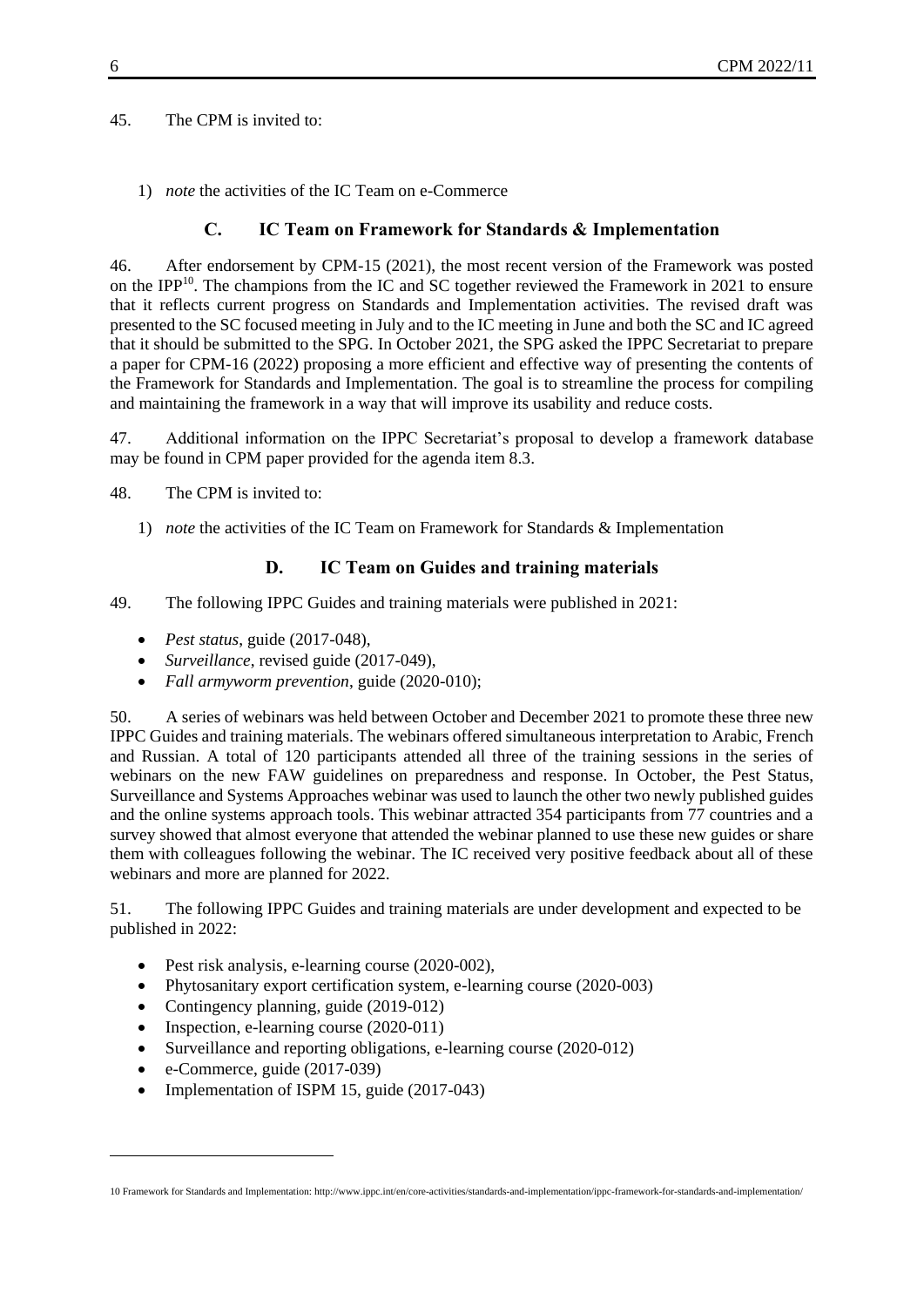45. The CPM is invited to:

1) *note* the activities of the IC Team on e-Commerce

### C. IC Team on Framework for Standards & Implementation

46. After endorsement by CPM-15 (2021), the most recent version of the Framework was posted on the IPP[10]. The champions from the IC and SC together reviewed the Framework in 2021 to ensure that it reflects current progress on Standards and Implementation activities. The revised draft was presented to the SC focused meeting in July and to the IC meeting in June and both the SC and IC agreed that it should be submitted to the SPG. In October 2021, the SPG asked the IPPC Secretariat to prepare a paper for CPM-16 (2022) proposing a more efficient and effective way of presenting the contents of the Framework for Standards and Implementation. The goal is to streamline the process for compiling and maintaining the framework in a way that will improve its usability and reduce costs.

47. Additional information on the IPPC Secretariat's proposal to develop a framework database may be found in CPM paper provided for the agenda item 8.3.

48. The CPM is invited to:

1) *note* the activities of the IC Team on Framework for Standards & Implementation

### D. IC Team on Guides and training materials

49. The following IPPC Guides and training materials were published in 2021:

- *Pest status*, guide (2017-048),
- *Surveillance*, revised guide (2017-049),
- *Fall armyworm prevention*, guide (2020-010);

50. A series of webinars was held between October and December 2021 to promote these three new IPPC Guides and training materials. The webinars offered simultaneous interpretation to Arabic, French and Russian. A total of 120 participants attended all three of the training sessions in the series of webinars on the new FAW guidelines on preparedness and response. In October, the Pest Status, Surveillance and Systems Approaches webinar was used to launch the other two newly published guides and the online systems approach tools. This webinar attracted 354 participants from 77 countries and a survey showed that almost everyone that attended the webinar planned to use these new guides or share them with colleagues following the webinar. The IC received very positive feedback about all of these webinars and more are planned for 2022.

51. The following IPPC Guides and training materials are under development and expected to be published in 2022:

- Pest risk analysis, e-learning course (2020-002),
- Phytosanitary export certification system, e-learning course (2020-003)
- Contingency planning, guide (2019-012)
- Inspection, e-learning course (2020-011)
- Surveillance and reporting obligations, e-learning course (2020-012)
- e-Commerce, guide (2017-039)
- Implementation of ISPM 15, guide (2017-043)

---

[10] Framework for Standards and Implementation: http://www.ippc.int/en/core-activities/standards-and-implementation/ippc-framework-for-standards-and-implementation/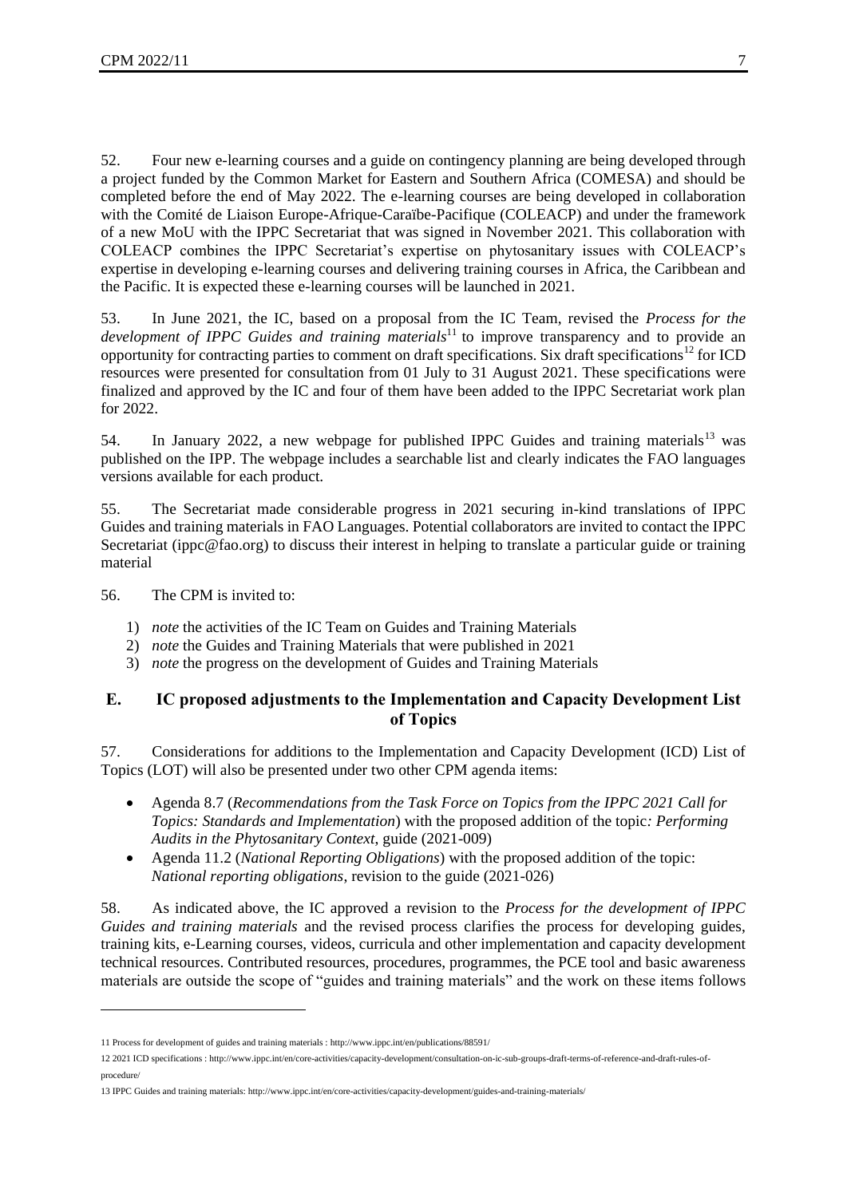52. Four new e-learning courses and a guide on contingency planning are being developed through a project funded by the Common Market for Eastern and Southern Africa (COMESA) and should be completed before the end of May 2022. The e-learning courses are being developed in collaboration with the Comité de Liaison Europe-Afrique-Caraïbe-Pacifique (COLEACP) and under the framework of a new MoU with the IPPC Secretariat that was signed in November 2021. This collaboration with COLEACP combines the IPPC Secretariat's expertise on phytosanitary issues with COLEACP's expertise in developing e-learning courses and delivering training courses in Africa, the Caribbean and the Pacific. It is expected these e-learning courses will be launched in 2021.

53. In June 2021, the IC, based on a proposal from the IC Team, revised the *Process for the development of IPPC Guides and training materials*[11] to improve transparency and to provide an opportunity for contracting parties to comment on draft specifications. Six draft specifications[12] for ICD resources were presented for consultation from 01 July to 31 August 2021. These specifications were finalized and approved by the IC and four of them have been added to the IPPC Secretariat work plan for 2022.

54. In January 2022, a new webpage for published IPPC Guides and training materials[13] was published on the IPP. The webpage includes a searchable list and clearly indicates the FAO languages versions available for each product.

55. The Secretariat made considerable progress in 2021 securing in-kind translations of IPPC Guides and training materials in FAO Languages. Potential collaborators are invited to contact the IPPC Secretariat (ippc@fao.org) to discuss their interest in helping to translate a particular guide or training material

56. The CPM is invited to:

1) *note* the activities of the IC Team on Guides and Training Materials
2) *note* the Guides and Training Materials that were published in 2021
3) *note* the progress on the development of Guides and Training Materials

## E. IC proposed adjustments to the Implementation and Capacity Development List of Topics

57. Considerations for additions to the Implementation and Capacity Development (ICD) List of Topics (LOT) will also be presented under two other CPM agenda items:

- Agenda 8.7 (*Recommendations from the Task Force on Topics from the IPPC 2021 Call for Topics: Standards and Implementation*) with the proposed addition of the topic*: Performing Audits in the Phytosanitary Context*, guide (2021-009)
- Agenda 11.2 (*National Reporting Obligations*) with the proposed addition of the topic: *National reporting obligations*, revision to the guide (2021-026)

58. As indicated above, the IC approved a revision to the *Process for the development of IPPC Guides and training materials* and the revised process clarifies the process for developing guides, training kits, e-Learning courses, videos, curricula and other implementation and capacity development technical resources. Contributed resources, procedures, programmes, the PCE tool and basic awareness materials are outside the scope of "guides and training materials" and the work on these items follows

---

11 Process for development of guides and training materials : http://www.ippc.int/en/publications/88591/

12 2021 ICD specifications : http://www.ippc.int/en/core-activities/capacity-development/consultation-on-ic-sub-groups-draft-terms-of-reference-and-draft-rules-of-procedure/

13 IPPC Guides and training materials: http://www.ippc.int/en/core-activities/capacity-development/guides-and-training-materials/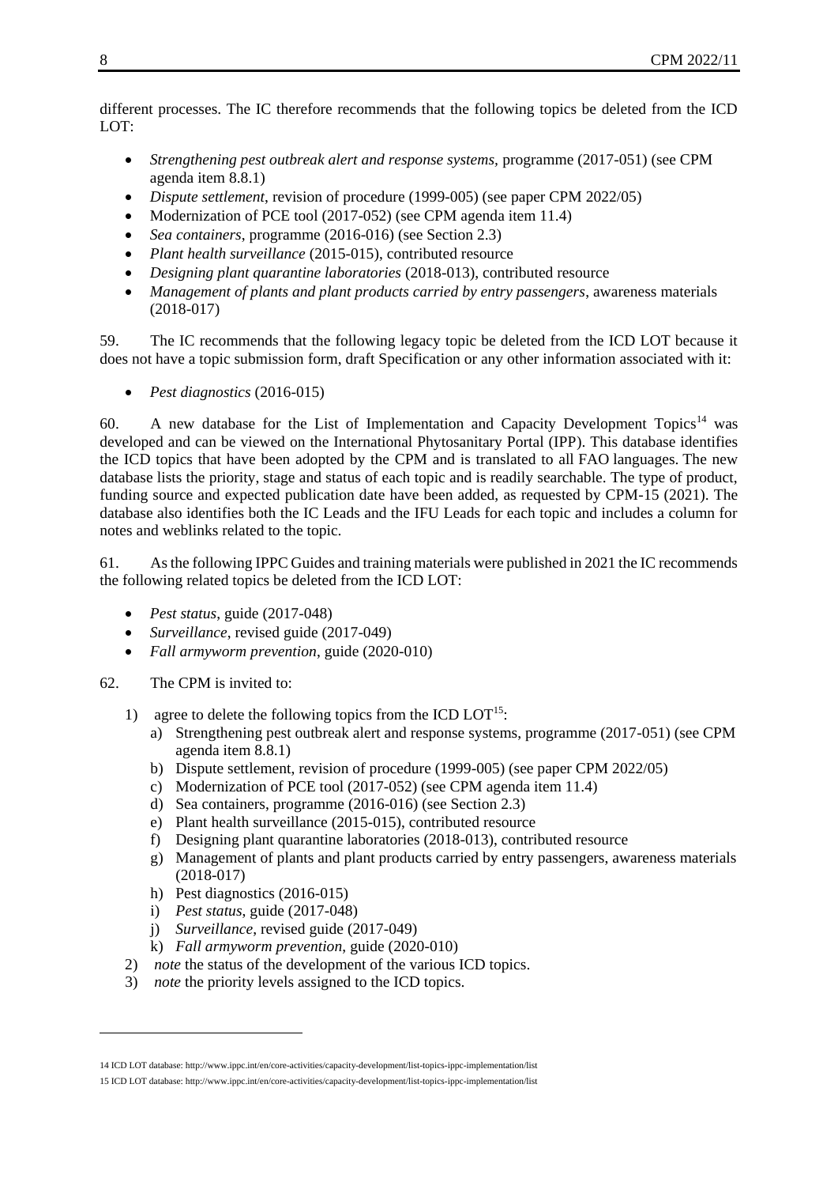different processes. The IC therefore recommends that the following topics be deleted from the ICD LOT:

- *Strengthening pest outbreak alert and response systems*, programme (2017-051) (see CPM agenda item 8.8.1)
- *Dispute settlement*, revision of procedure (1999-005) (see paper CPM 2022/05)
- Modernization of PCE tool (2017-052) (see CPM agenda item 11.4)
- *Sea containers*, programme (2016-016) (see Section 2.3)
- *Plant health surveillance* (2015-015), contributed resource
- *Designing plant quarantine laboratories* (2018-013), contributed resource
- *Management of plants and plant products carried by entry passengers*, awareness materials (2018-017)

59. The IC recommends that the following legacy topic be deleted from the ICD LOT because it does not have a topic submission form, draft Specification or any other information associated with it:

- *Pest diagnostics* (2016-015)

60. A new database for the List of Implementation and Capacity Development Topics[14] was developed and can be viewed on the International Phytosanitary Portal (IPP). This database identifies the ICD topics that have been adopted by the CPM and is translated to all FAO languages. The new database lists the priority, stage and status of each topic and is readily searchable. The type of product, funding source and expected publication date have been added, as requested by CPM-15 (2021). The database also identifies both the IC Leads and the IFU Leads for each topic and includes a column for notes and weblinks related to the topic.

61. As the following IPPC Guides and training materials were published in 2021 the IC recommends the following related topics be deleted from the ICD LOT:

- *Pest status*, guide (2017-048)
- *Surveillance*, revised guide (2017-049)
- *Fall armyworm prevention*, guide (2020-010)

62. The CPM is invited to:

1) agree to delete the following topics from the ICD LOT[15]:
    a) Strengthening pest outbreak alert and response systems, programme (2017-051) (see CPM agenda item 8.8.1)
    b) Dispute settlement, revision of procedure (1999-005) (see paper CPM 2022/05)
    c) Modernization of PCE tool (2017-052) (see CPM agenda item 11.4)
    d) Sea containers, programme (2016-016) (see Section 2.3)
    e) Plant health surveillance (2015-015), contributed resource
    f) Designing plant quarantine laboratories (2018-013), contributed resource
    g) Management of plants and plant products carried by entry passengers, awareness materials (2018-017)
    h) Pest diagnostics (2016-015)
    i) *Pest status*, guide (2017-048)
    j) *Surveillance*, revised guide (2017-049)
    k) *Fall armyworm prevention*, guide (2020-010)
2) *note* the status of the development of the various ICD topics.
3) *note* the priority levels assigned to the ICD topics.

---

14 ICD LOT database: http://www.ippc.int/en/core-activities/capacity-development/list-topics-ippc-implementation/list

15 ICD LOT database: http://www.ippc.int/en/core-activities/capacity-development/list-topics-ippc-implementation/list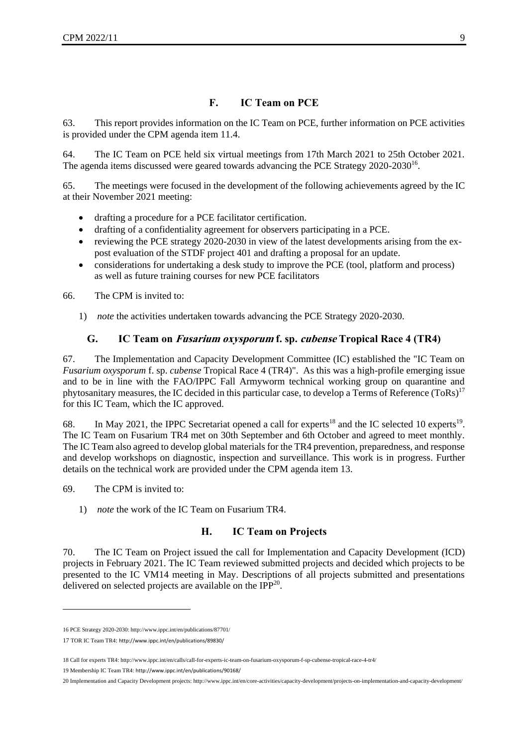## F. IC Team on PCE

63. This report provides information on the IC Team on PCE, further information on PCE activities is provided under the CPM agenda item 11.4.

64. The IC Team on PCE held six virtual meetings from 17th March 2021 to 25th October 2021. The agenda items discussed were geared towards advancing the PCE Strategy 2020-2030[16].

65. The meetings were focused in the development of the following achievements agreed by the IC at their November 2021 meeting:

- drafting a procedure for a PCE facilitator certification.
- drafting of a confidentiality agreement for observers participating in a PCE.
- reviewing the PCE strategy 2020-2030 in view of the latest developments arising from the ex-post evaluation of the STDF project 401 and drafting a proposal for an update.
- considerations for undertaking a desk study to improve the PCE (tool, platform and process) as well as future training courses for new PCE facilitators

66. The CPM is invited to:

1) *note* the activities undertaken towards advancing the PCE Strategy 2020-2030.

## G. IC Team on *Fusarium oxysporum* f. sp. *cubense* Tropical Race 4 (TR4)

67. The Implementation and Capacity Development Committee (IC) established the "IC Team on *Fusarium oxysporum* f. sp. *cubense* Tropical Race 4 (TR4)". As this was a high-profile emerging issue and to be in line with the FAO/IPPC Fall Armyworm technical working group on quarantine and phytosanitary measures, the IC decided in this particular case, to develop a Terms of Reference (ToRs)[17] for this IC Team, which the IC approved.

68. In May 2021, the IPPC Secretariat opened a call for experts[18] and the IC selected 10 experts[19]. The IC Team on Fusarium TR4 met on 30th September and 6th October and agreed to meet monthly. The IC Team also agreed to develop global materials for the TR4 prevention, preparedness, and response and develop workshops on diagnostic, inspection and surveillance. This work is in progress. Further details on the technical work are provided under the CPM agenda item 13.

69. The CPM is invited to:

1) *note* the work of the IC Team on Fusarium TR4.

## H. IC Team on Projects

70. The IC Team on Project issued the call for Implementation and Capacity Development (ICD) projects in February 2021. The IC Team reviewed submitted projects and decided which projects to be presented to the IC VM14 meeting in May. Descriptions of all projects submitted and presentations delivered on selected projects are available on the IPP[20].

---

16 PCE Strategy 2020-2030: http://www.ippc.int/en/publications/87701/

17 TOR IC Team TR4: http://www.ippc.int/en/publications/89830/

18 Call for experts TR4: http://www.ippc.int/en/calls/call-for-experts-ic-team-on-fusarium-oxysporum-f-sp-cubense-tropical-race-4-tr4/

19 Membership IC Team TR4: http://www.ippc.int/en/publications/90168/

20 Implementation and Capacity Development projects: http://www.ippc.int/en/core-activities/capacity-development/projects-on-implementation-and-capacity-development/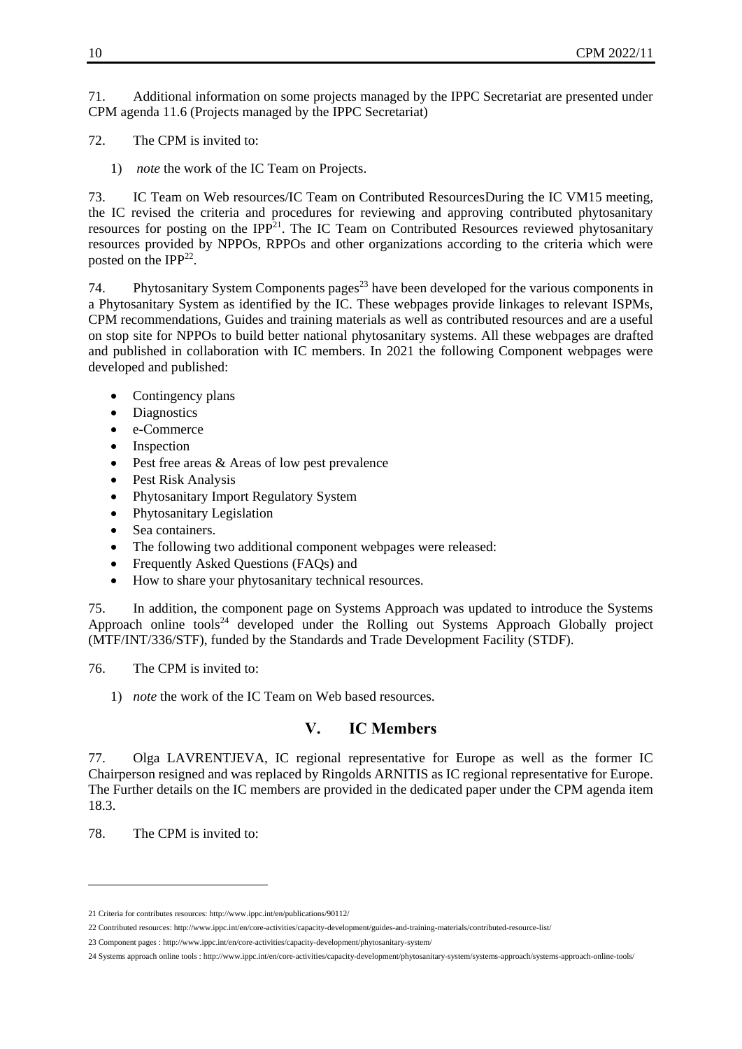71. Additional information on some projects managed by the IPPC Secretariat are presented under CPM agenda 11.6 (Projects managed by the IPPC Secretariat)

72. The CPM is invited to:

1) *note* the work of the IC Team on Projects.

73. IC Team on Web resources/IC Team on Contributed ResourcesDuring the IC VM15 meeting, the IC revised the criteria and procedures for reviewing and approving contributed phytosanitary resources for posting on the IPP[21]. The IC Team on Contributed Resources reviewed phytosanitary resources provided by NPPOs, RPPOs and other organizations according to the criteria which were posted on the IPP[22].

74. Phytosanitary System Components pages[23] have been developed for the various components in a Phytosanitary System as identified by the IC. These webpages provide linkages to relevant ISPMs, CPM recommendations, Guides and training materials as well as contributed resources and are a useful on stop site for NPPOs to build better national phytosanitary systems. All these webpages are drafted and published in collaboration with IC members. In 2021 the following Component webpages were developed and published:

- Contingency plans
- Diagnostics
- e-Commerce
- Inspection
- Pest free areas & Areas of low pest prevalence
- Pest Risk Analysis
- Phytosanitary Import Regulatory System
- Phytosanitary Legislation
- Sea containers.
- The following two additional component webpages were released:
- Frequently Asked Questions (FAQs) and
- How to share your phytosanitary technical resources.

75. In addition, the component page on Systems Approach was updated to introduce the Systems Approach online tools[24] developed under the Rolling out Systems Approach Globally project (MTF/INT/336/STF), funded by the Standards and Trade Development Facility (STDF).

76. The CPM is invited to:

1) *note* the work of the IC Team on Web based resources.

## V. IC Members

77. Olga LAVRENTJEVA, IC regional representative for Europe as well as the former IC Chairperson resigned and was replaced by Ringolds ARNITIS as IC regional representative for Europe. The Further details on the IC members are provided in the dedicated paper under the CPM agenda item 18.3.

78. The CPM is invited to:

---

21 Criteria for contributes resources: http://www.ippc.int/en/publications/90112/

22 Contributed resources: http://www.ippc.int/en/core-activities/capacity-development/guides-and-training-materials/contributed-resource-list/

23 Component pages : http://www.ippc.int/en/core-activities/capacity-development/phytosanitary-system/

24 Systems approach online tools : http://www.ippc.int/en/core-activities/capacity-development/phytosanitary-system/systems-approach/systems-approach-online-tools/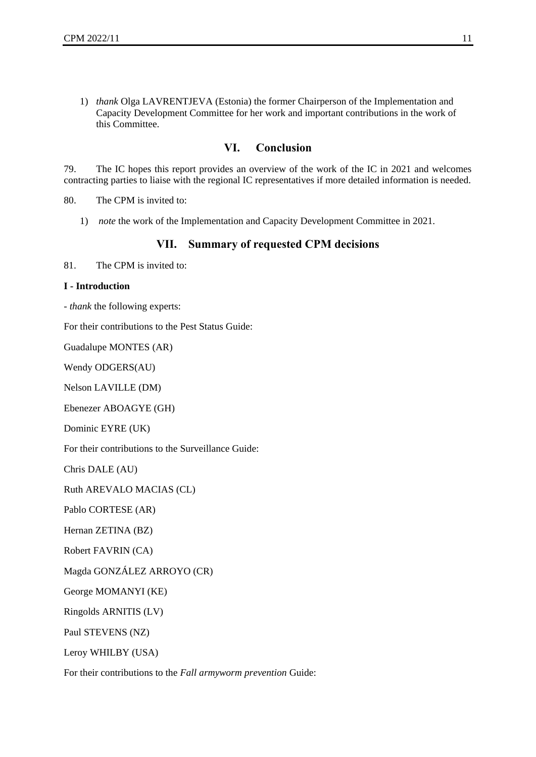1) *thank* Olga LAVRENTJEVA (Estonia) the former Chairperson of the Implementation and Capacity Development Committee for her work and important contributions in the work of this Committee.

## VI. Conclusion

79. The IC hopes this report provides an overview of the work of the IC in 2021 and welcomes contracting parties to liaise with the regional IC representatives if more detailed information is needed.

80. The CPM is invited to:

1) *note* the work of the Implementation and Capacity Development Committee in 2021.

## VII. Summary of requested CPM decisions

81. The CPM is invited to:

**I - Introduction**

- *thank* the following experts:

For their contributions to the Pest Status Guide:

Guadalupe MONTES (AR)

Wendy ODGERS(AU)

Nelson LAVILLE (DM)

Ebenezer ABOAGYE (GH)

Dominic EYRE (UK)

For their contributions to the Surveillance Guide:

Chris DALE (AU)

Ruth AREVALO MACIAS (CL)

Pablo CORTESE (AR)

Hernan ZETINA (BZ)

Robert FAVRIN (CA)

Magda GONZÁLEZ ARROYO (CR)

George MOMANYI (KE)

Ringolds ARNITIS (LV)

Paul STEVENS (NZ)

Leroy WHILBY (USA)

For their contributions to the *Fall armyworm prevention* Guide: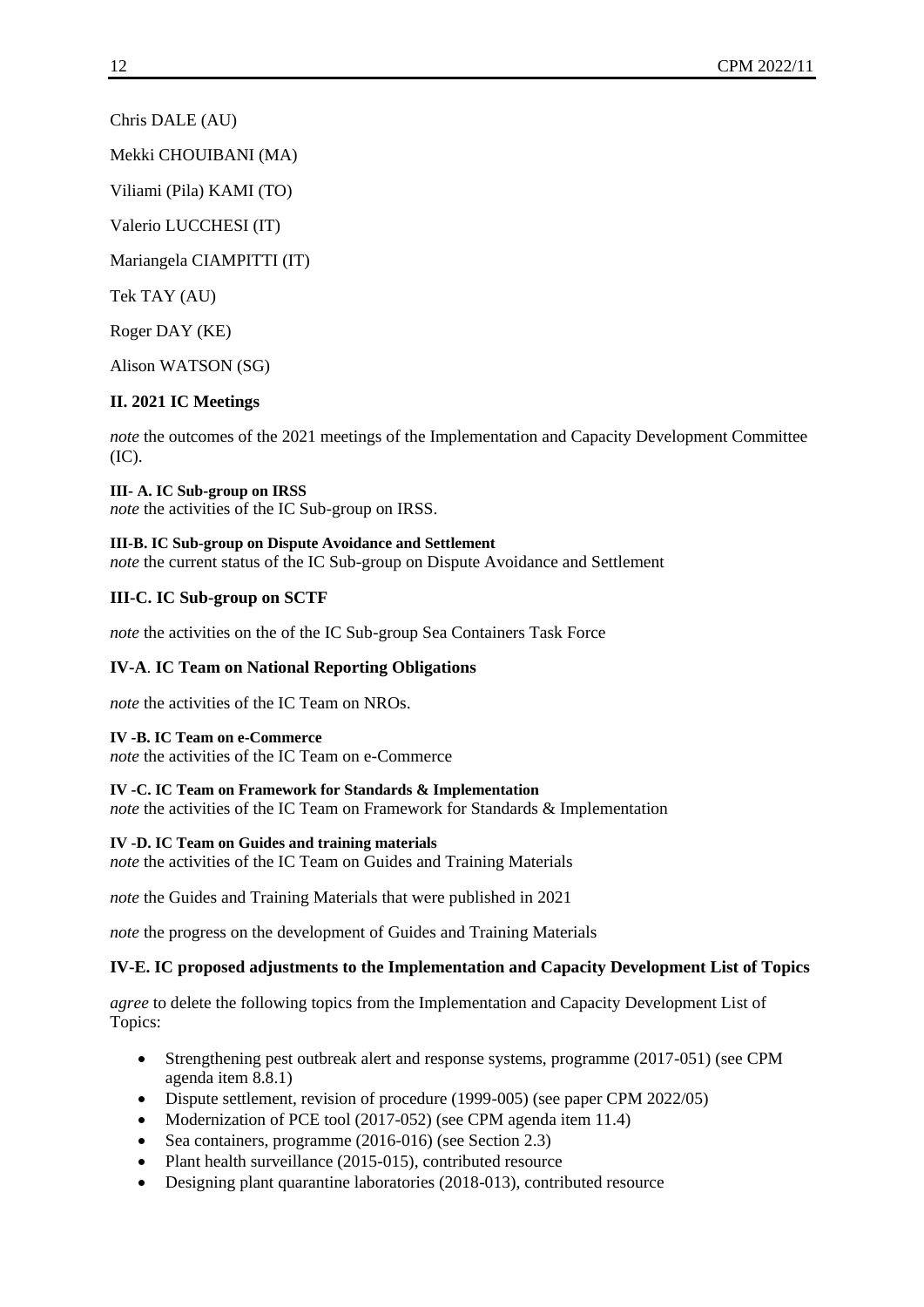Chris DALE (AU)

Mekki CHOUIBANI (MA)

Viliami (Pila) KAMI (TO)

Valerio LUCCHESI (IT)

Mariangela CIAMPITTI (IT)

Tek TAY (AU)

Roger DAY (KE)

Alison WATSON (SG)

### II. 2021 IC Meetings

*note* the outcomes of the 2021 meetings of the Implementation and Capacity Development Committee (IC).

#### III- A. IC Sub-group on IRSS

*note* the activities of the IC Sub-group on IRSS.

#### III-B. IC Sub-group on Dispute Avoidance and Settlement

*note* the current status of the IC Sub-group on Dispute Avoidance and Settlement

### III-C. IC Sub-group on SCTF

*note* the activities on the of the IC Sub-group Sea Containers Task Force

### IV-A. IC Team on National Reporting Obligations

*note* the activities of the IC Team on NROs.

#### IV -B. IC Team on e-Commerce

*note* the activities of the IC Team on e-Commerce

#### IV -C. IC Team on Framework for Standards & Implementation

*note* the activities of the IC Team on Framework for Standards & Implementation

#### IV -D. IC Team on Guides and training materials

*note* the activities of the IC Team on Guides and Training Materials

*note* the Guides and Training Materials that were published in 2021

*note* the progress on the development of Guides and Training Materials

### IV-E. IC proposed adjustments to the Implementation and Capacity Development List of Topics

*agree* to delete the following topics from the Implementation and Capacity Development List of Topics:

- Strengthening pest outbreak alert and response systems, programme (2017-051) (see CPM agenda item 8.8.1)
- Dispute settlement, revision of procedure (1999-005) (see paper CPM 2022/05)
- Modernization of PCE tool (2017-052) (see CPM agenda item 11.4)
- Sea containers, programme (2016-016) (see Section 2.3)
- Plant health surveillance (2015-015), contributed resource
- Designing plant quarantine laboratories (2018-013), contributed resource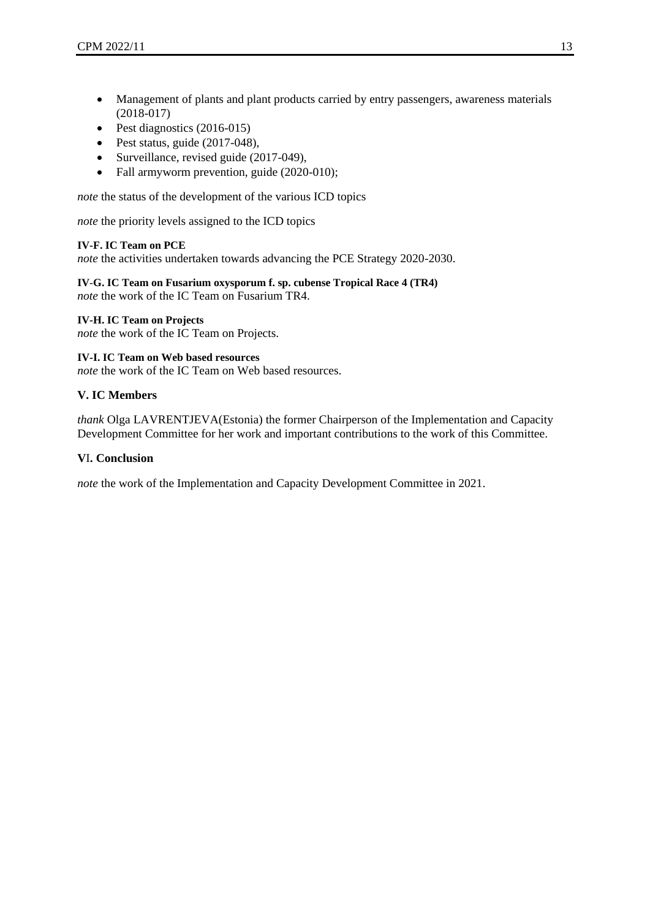- Management of plants and plant products carried by entry passengers, awareness materials (2018-017)
- Pest diagnostics (2016-015)
- Pest status, guide (2017-048),
- Surveillance, revised guide (2017-049),
- Fall armyworm prevention, guide (2020-010);

*note* the status of the development of the various ICD topics

*note* the priority levels assigned to the ICD topics

**IV-F. IC Team on PCE**
*note* the activities undertaken towards advancing the PCE Strategy 2020-2030.

**IV-G. IC Team on Fusarium oxysporum f. sp. cubense Tropical Race 4 (TR4)**
*note* the work of the IC Team on Fusarium TR4.

**IV-H. IC Team on Projects**
*note* the work of the IC Team on Projects.

**IV-I. IC Team on Web based resources**
*note* the work of the IC Team on Web based resources.

### V. IC Members

*thank* Olga LAVRENTJEVA(Estonia) the former Chairperson of the Implementation and Capacity Development Committee for her work and important contributions to the work of this Committee.

### VI. Conclusion

*note* the work of the Implementation and Capacity Development Committee in 2021.